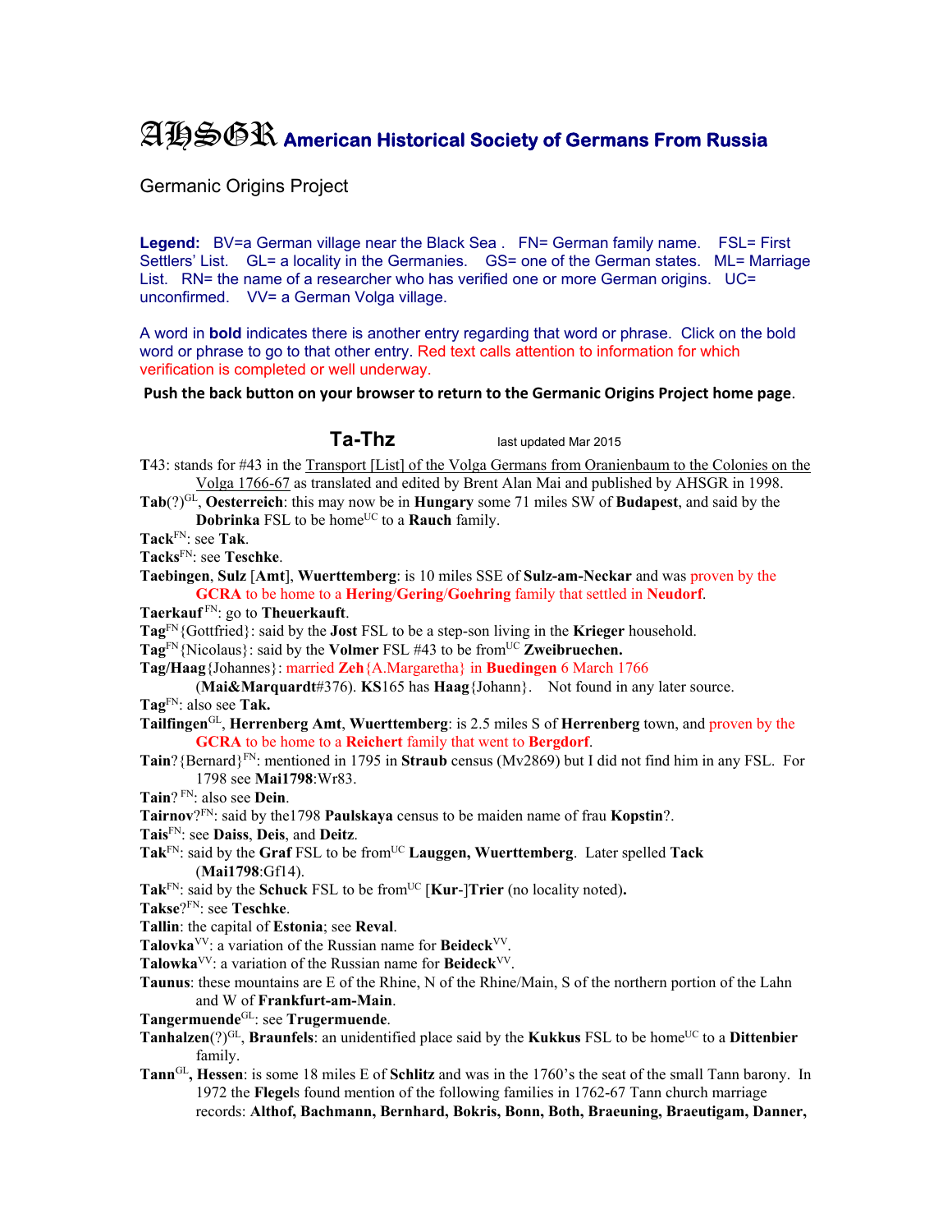# AHSGR American Historical Society of Germans From Russia

Germanic Origins Project

**Legend:** BV=a German village near the Black Sea . FN= German family name. FSL= First Settlers' List. GL= a locality in the Germanies. GS= one of the German states. ML= Marriage List. RN= the name of a researcher who has verified one or more German origins. UC= unconfirmed. VV= a German Volga village.

A word in **bold** indicates there is another entry regarding that word or phrase. Click on the bold word or phrase to go to that other entry. Red text calls attention to information for which verification is completed or well underway.

**Push the back button on your browser to return to the Germanic Origins Project home page**.

## Ta-Thz

last updated Mar 2015

**T**43: stands for #43 in the Transport [List] of the Volga Germans from Oranienbaum to the Colonies on the Volga 1766-67 as translated and edited by Brent Alan Mai and published by AHSGR in 1998.

**Tab**(?)[GL], **Oesterreich**: this may now be in **Hungary** some 71 miles SW of **Budapest**, and said by the **Dobrinka** FSL to be home[UC] to a **Rauch** family.

**Tack**[FN]: see **Tak**.

**Tacks**[FN]: see **Teschke**.

**Taebingen**, **Sulz** [**Amt**], **Wuerttemberg**: is 10 miles SSE of **Sulz-am-Neckar** and was proven by the **GCRA** to be home to a **Hering**/**Gering**/**Goehring** family that settled in **Neudorf**.

**Taerkauf** [FN]: go to **Theuerkauft**.

**Tag**[FN]{Gottfried}: said by the **Jost** FSL to be a step-son living in the **Krieger** household.

**Tag**[FN]{Nicolaus}: said by the **Volmer** FSL #43 to be from[UC] **Zweibruechen.**

**Tag/Haag**{Johannes}: married **Zeh**{A.Margaretha} in **Buedingen** 6 March 1766 (**Mai&Marquardt**#376). **KS**165 has **Haag**{Johann}. Not found in any later source.

**Tag**[FN]: also see **Tak.**

**Tailfingen**[GL], **Herrenberg Amt**, **Wuerttemberg**: is 2.5 miles S of **Herrenberg** town, and proven by the **GCRA** to be home to a **Reichert** family that went to **Bergdorf**.

**Tain**?{Bernard}[FN]: mentioned in 1795 in **Straub** census (Mv2869) but I did not find him in any FSL. For 1798 see **Mai1798**:Wr83.

**Tain**? [FN]: also see **Dein**.

**Tairnov**?[FN]: said by the1798 **Paulskaya** census to be maiden name of frau **Kopstin**?.

**Tais**[FN]: see **Daiss**, **Deis**, and **Deitz**.

**Tak**[FN]: said by the **Graf** FSL to be from[UC] **Lauggen, Wuerttemberg**. Later spelled **Tack** (**Mai1798**:Gf14).

**Tak**[FN]: said by the **Schuck** FSL to be from[UC] [**Kur**-]**Trier** (no locality noted)**.**

**Takse**?[FN]: see **Teschke**.

**Tallin**: the capital of **Estonia**; see **Reval**.

**Talovka**[VV]: a variation of the Russian name for **Beideck**[VV].

**Talowka**[VV]: a variation of the Russian name for **Beideck**[VV].

**Taunus**: these mountains are E of the Rhine, N of the Rhine/Main, S of the northern portion of the Lahn and W of **Frankfurt-am-Main**.

**Tangermuende**[GL]: see **Trugermuende**.

**Tanhalzen**(?)[GL], **Braunfels**: an unidentified place said by the **Kukkus** FSL to be home[UC] to a **Dittenbier** family.

**Tann**[GL]**, Hessen**: is some 18 miles E of **Schlitz** and was in the 1760's the seat of the small Tann barony. In 1972 the **Flegel**s found mention of the following families in 1762-67 Tann church marriage records: **Althof, Bachmann, Bernhard, Bokris, Bonn, Both, Braeuning, Braeutigam, Danner,**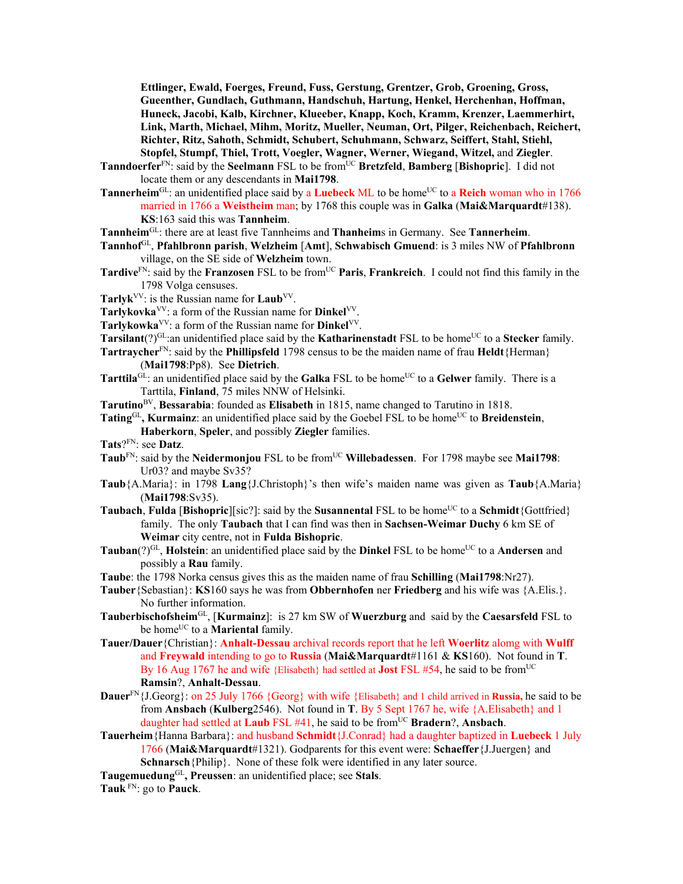**Ettlinger, Ewald, Foerges, Freund, Fuss, Gerstung, Grentzer, Grob, Groening, Gross, Gueenther, Gundlach, Guthmann, Handschuh, Hartung, Henkel, Herchenhan, Hoffman, Huneck, Jacobi, Kalb, Kirchner, Klueeber, Knapp, Koch, Kramm, Krenzer, Laemmerhirt, Link, Marth, Michael, Mihm, Moritz, Mueller, Neuman, Ort, Pilger, Reichenbach, Reichert, Richter, Ritz, Sahoth, Schmidt, Schubert, Schuhmann, Schwarz, Seiffert, Stahl, Stiehl, Stopfel, Stumpf, Thiel, Trott, Voegler, Wagner, Werner, Wiegand, Witzel,** and **Ziegler**.

**Tanndoerfer**FN: said by the **Seelmann** FSL to be fromUC **Bretzfeld**, **Bamberg** [**Bishopric**]. I did not locate them or any descendants in **Mai1798**.

**Tannerheim**GL: an unidentified place said by a **Luebeck** ML to be homeUC to a **Reich** woman who in 1766 married in 1766 a **Weistheim** man; by 1768 this couple was in **Galka** (**Mai&Marquardt**#138). **KS**:163 said this was **Tannheim**.

**Tannheim**GL: there are at least five Tannheims and **Thanheim**s in Germany. See **Tannerheim**.

**Tannhof**GL, **Pfahlbronn parish**, **Welzheim** [**Amt**], **Schwabisch Gmuend**: is 3 miles NW of **Pfahlbronn** village, on the SE side of **Welzheim** town.

**Tardive**FN: said by the **Franzosen** FSL to be fromUC **Paris**, **Frankreich**. I could not find this family in the 1798 Volga censuses.

**Tarlyk**VV: is the Russian name for **Laub**VV.

**Tarlykovka**VV: a form of the Russian name for **Dinkel**VV.

**Tarlykowka**VV: a form of the Russian name for **Dinkel**VV.

**Tarsilant**(?)GL:an unidentified place said by the **Katharinenstadt** FSL to be homeUC to a **Stecker** family.

**Tartraycher**FN: said by the **Phillipsfeld** 1798 census to be the maiden name of frau **Heldt**{Herman} (**Mai1798**:Pp8). See **Dietrich**.

**Tarttila**GL: an unidentified place said by the **Galka** FSL to be homeUC to a **Gelwer** family. There is a Tarttila, **Finland**, 75 miles NNW of Helsinki.

**Tarutino**BV, **Bessarabia**: founded as **Elisabeth** in 1815, name changed to Tarutino in 1818.

**Tating**GL**, Kurmainz**: an unidentified place said by the Goebel FSL to be homeUC to **Breidenstein**, **Haberkorn**, **Speler**, and possibly **Ziegler** families.

**Tats**?FN: see **Datz**.

**Taub**FN: said by the **Neidermonjou** FSL to be fromUC **Willebadessen**. For 1798 maybe see **Mai1798**: Ur03? and maybe Sv35?

**Taub**{A.Maria}: in 1798 **Lang**{J.Christoph}'s then wife's maiden name was given as **Taub**{A.Maria} (**Mai1798**:Sv35).

**Taubach**, **Fulda** [**Bishopric**][sic?]: said by the **Susannental** FSL to be homeUC to a **Schmidt**{Gottfried} family. The only **Taubach** that I can find was then in **Sachsen-Weimar Duchy** 6 km SE of **Weimar** city centre, not in **Fulda Bishopric**.

**Tauban**(?)GL, **Holstein**: an unidentified place said by the **Dinkel** FSL to be homeUC to a **Andersen** and possibly a **Rau** family.

**Taube**: the 1798 Norka census gives this as the maiden name of frau **Schilling** (**Mai1798**:Nr27).

**Tauber**{Sebastian}: **KS**160 says he was from **Obbernhofen** ner **Friedberg** and his wife was {A.Elis.}. No further information.

**Tauberbischofsheim**GL, [**Kurmainz**]: is 27 km SW of **Wuerzburg** and said by the **Caesarsfeld** FSL to be homeUC to a **Mariental** family.

**Tauer/Dauer**{Christian}: **Anhalt-Dessau** archival records report that he left **Woerlitz** alomg with **Wulff** and **Freywald** intending to go to **Russia** (**Mai&Marquardt**#1161 & **KS**160). Not found in **T**. By 16 Aug 1767 he and wife {Elisabeth} had settled at **Jost** FSL #54, he said to be fromUC **Ramsin**?, **Anhalt-Dessau**.

**Dauer**FN{J.Georg}: on 25 July 1766 {Georg} with wife {Elisabeth} and 1 child arrived in **Russia,** he said to be from **Ansbach** (**Kulberg**2546). Not found in **T**. By 5 Sept 1767 he, wife {A.Elisabeth} and 1 daughter had settled at **Laub** FSL #41, he said to be fromUC **Bradern**?, **Ansbach**.

**Tauerheim**{Hanna Barbara}: and husband **Schmidt**{J.Conrad} had a daughter baptized in **Luebeck** 1 July 1766 (**Mai&Marquardt**#1321). Godparents for this event were: **Schaeffer**{J.Juergen} and **Schnarsch**{Philip}. None of these folk were identified in any later source.

**Taugemuedung**GL**, Preussen**: an unidentified place; see **Stals**.

**Tauk** FN: go to **Pauck**.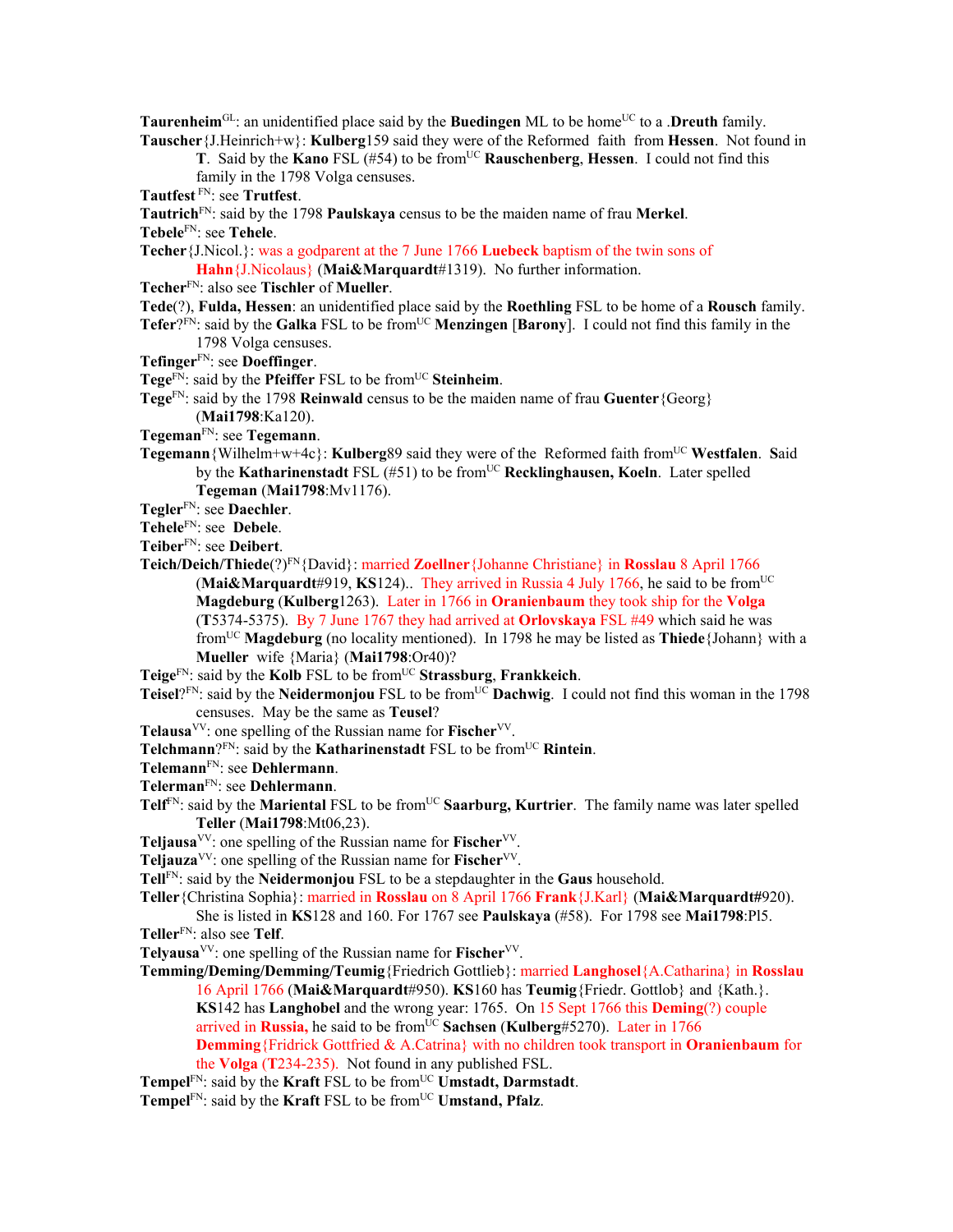**Taurenheim**[GL]: an unidentified place said by the **Buedingen** ML to be home[UC] to a .**Dreuth** family.

**Tauscher**{J.Heinrich+w}: **Kulberg**159 said they were of the Reformed faith from **Hessen**. Not found in **T**. Said by the **Kano** FSL (#54) to be from[UC] **Rauschenberg**, **Hessen**. I could not find this family in the 1798 Volga censuses.

**Tautfest** [FN]: see **Trutfest**.

**Tautrich**[FN]: said by the 1798 **Paulskaya** census to be the maiden name of frau **Merkel**.

**Tebele**[FN]: see **Tehele**.

**Techer**{J.Nicol.}: was a godparent at the 7 June 1766 **Luebeck** baptism of the twin sons of **Hahn**{J.Nicolaus} (**Mai&Marquardt**#1319). No further information.

**Techer**[FN]: also see **Tischler** of **Mueller**.

**Tede**(?), **Fulda, Hessen**: an unidentified place said by the **Roethling** FSL to be home of a **Rousch** family.

**Tefer**?[FN]: said by the **Galka** FSL to be from[UC] **Menzingen** [**Barony**]. I could not find this family in the 1798 Volga censuses.

**Tefinger**[FN]: see **Doeffinger**.

**Tege**[FN]: said by the **Pfeiffer** FSL to be from[UC] **Steinheim**.

**Tege**[FN]: said by the 1798 **Reinwald** census to be the maiden name of frau **Guenter**{Georg} (**Mai1798**:Ka120).

**Tegeman**[FN]: see **Tegemann**.

**Tegemann**{Wilhelm+w+4c}: **Kulberg**89 said they were of the Reformed faith from[UC] **Westfalen**. **S**aid by the **Katharinenstadt** FSL (#51) to be from[UC] **Recklinghausen, Koeln**. Later spelled **Tegeman** (**Mai1798**:Mv1176).

**Tegler**[FN]: see **Daechler**.

**Tehele**[FN]: see **Debele**.

**Teiber**[FN]: see **Deibert**.

**Teich/Deich/Thiede**(?)[FN]{David}: married **Zoellner**{Johanne Christiane} in **Rosslau** 8 April 1766 (**Mai&Marquardt**#919, **KS**124).. They arrived in Russia 4 July 1766, he said to be from[UC] **Magdeburg** (**Kulberg**1263). Later in 1766 in **Oranienbaum** they took ship for the **Volga** (**T**5374-5375). By 7 June 1767 they had arrived at **Orlovskaya** FSL #49 which said he was from[UC] **Magdeburg** (no locality mentioned). In 1798 he may be listed as **Thiede**{Johann} with a **Mueller** wife {Maria} (**Mai1798**:Or40)?

**Teige**[FN]: said by the **Kolb** FSL to be from[UC] **Strassburg**, **Frankkeich**.

**Teisel**?[FN]: said by the **Neidermonjou** FSL to be from[UC] **Dachwig**. I could not find this woman in the 1798 censuses. May be the same as **Teusel**?

**Telausa**[VV]: one spelling of the Russian name for **Fischer**[VV].

**Telchmann**?[FN]: said by the **Katharinenstadt** FSL to be from[UC] **Rintein**.

**Telemann**[FN]: see **Dehlermann**.

**Telerman**[FN]: see **Dehlermann**.

**Telf**[FN]: said by the **Mariental** FSL to be from[UC] **Saarburg, Kurtrier**. The family name was later spelled **Teller** (**Mai1798**:Mt06,23).

**Teljausa**[VV]: one spelling of the Russian name for **Fischer**[VV].

**Teljauza**[VV]: one spelling of the Russian name for **Fischer**[VV].

**Tell**[FN]: said by the **Neidermonjou** FSL to be a stepdaughter in the **Gaus** household.

**Teller**{Christina Sophia}: married in **Rosslau** on 8 April 1766 **Frank**{J.Karl} (**Mai&Marquardt#**920). She is listed in **KS**128 and 160. For 1767 see **Paulskaya** (#58). For 1798 see **Mai1798**:Pl5.

**Teller**[FN]: also see **Telf**.

**Telyausa**[VV]: one spelling of the Russian name for **Fischer**[VV].

**Temming/Deming/Demming/Teumig**{Friedrich Gottlieb}: married **Langhosel**{A.Catharina} in **Rosslau** 16 April 1766 (**Mai&Marquardt**#950). **KS**160 has **Teumig**{Friedr. Gottlob} and {Kath.}. **KS**142 has **Langhobel** and the wrong year: 1765. On 15 Sept 1766 this **Deming**(?) couple arrived in **Russia,** he said to be from[UC] **Sachsen** (**Kulberg**#5270). Later in 1766 **Demming**{Fridrick Gottfried & A.Catrina} with no children took transport in **Oranienbaum** for the **Volga** (**T**234-235). Not found in any published FSL.

**Tempel**[FN]: said by the **Kraft** FSL to be from[UC] **Umstadt, Darmstadt**.

**Tempel**[FN]: said by the **Kraft** FSL to be from[UC] **Umstand, Pfalz**.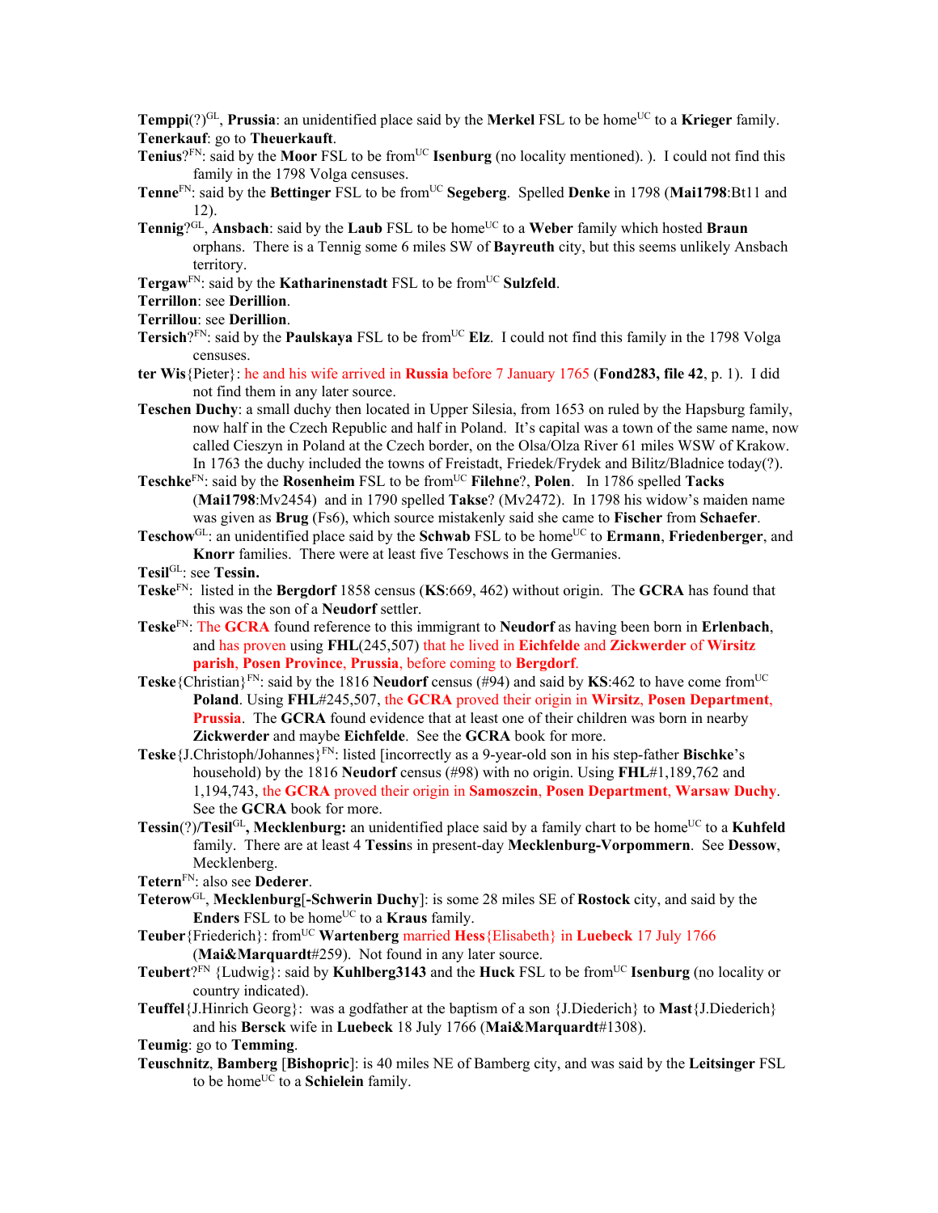**Temppi**(?)[GL], **Prussia**: an unidentified place said by the **Merkel** FSL to be home[UC] to a **Krieger** family.

**Tenerkauf**: go to **Theuerkauft**.

**Tenius**?[FN]: said by the **Moor** FSL to be from[UC] **Isenburg** (no locality mentioned). ). I could not find this family in the 1798 Volga censuses.

**Tenne**[FN]: said by the **Bettinger** FSL to be from[UC] **Segeberg**. Spelled **Denke** in 1798 (**Mai1798**:Bt11 and 12).

**Tennig**?[GL], **Ansbach**: said by the **Laub** FSL to be home[UC] to a **Weber** family which hosted **Braun** orphans. There is a Tennig some 6 miles SW of **Bayreuth** city, but this seems unlikely Ansbach territory.

**Tergaw**[FN]: said by the **Katharinenstadt** FSL to be from[UC] **Sulzfeld**.

**Terrillon**: see **Derillion**.

**Terrillou**: see **Derillion**.

**Tersich**?[FN]: said by the **Paulskaya** FSL to be from[UC] **Elz**. I could not find this family in the 1798 Volga censuses.

**ter Wis**{Pieter}: he and his wife arrived in **Russia** before 7 January 1765 (**Fond283, file 42**, p. 1). I did not find them in any later source.

**Teschen Duchy**: a small duchy then located in Upper Silesia, from 1653 on ruled by the Hapsburg family, now half in the Czech Republic and half in Poland. It's capital was a town of the same name, now called Cieszyn in Poland at the Czech border, on the Olsa/Olza River 61 miles WSW of Krakow. In 1763 the duchy included the towns of Freistadt, Friedek/Frydek and Bilitz/Bladnice today(?).

**Teschke**[FN]: said by the **Rosenheim** FSL to be from[UC] **Filehne**?, **Polen**. In 1786 spelled **Tacks** (**Mai1798**:Mv2454) and in 1790 spelled **Takse**? (Mv2472). In 1798 his widow's maiden name was given as **Brug** (Fs6), which source mistakenly said she came to **Fischer** from **Schaefer**.

**Teschow**[GL]: an unidentified place said by the **Schwab** FSL to be home[UC] to **Ermann**, **Friedenberger**, and **Knorr** families. There were at least five Teschows in the Germanies.

**Tesil**[GL]: see **Tessin.**

**Teske**[FN]: listed in the **Bergdorf** 1858 census (**KS**:669, 462) without origin. The **GCRA** has found that this was the son of a **Neudorf** settler.

**Teske**[FN]: The **GCRA** found reference to this immigrant to **Neudorf** as having been born in **Erlenbach**, and has proven using **FHL**(245,507) that he lived in **Eichfelde** and **Zickwerder** of **Wirsitz parish**, **Posen Province**, **Prussia**, before coming to **Bergdorf**.

**Teske**{Christian}[FN]: said by the 1816 **Neudorf** census (#94) and said by **KS**:462 to have come from[UC] **Poland**. Using **FHL**#245,507, the **GCRA** proved their origin in **Wirsitz**, **Posen Department**, **Prussia**. The **GCRA** found evidence that at least one of their children was born in nearby **Zickwerder** and maybe **Eichfelde**. See the **GCRA** book for more.

**Teske**{J.Christoph/Johannes}[FN]: listed [incorrectly as a 9-year-old son in his step-father **Bischke**'s household) by the 1816 **Neudorf** census (#98) with no origin. Using **FHL**#1,189,762 and 1,194,743, the **GCRA** proved their origin in **Samoszcin**, **Posen Department**, **Warsaw Duchy**. See the **GCRA** book for more.

**Tessin**(?)/**Tesil**[GL]**, Mecklenburg:** an unidentified place said by a family chart to be home[UC] to a **Kuhfeld** family. There are at least 4 **Tessin**s in present-day **Mecklenburg-Vorpommern**. See **Dessow**, Mecklenberg.

**Tetern**[FN]: also see **Dederer**.

**Teterow**[GL], **Mecklenburg**[**-Schwerin Duchy**]: is some 28 miles SE of **Rostock** city, and said by the **Enders** FSL to be home[UC] to a **Kraus** family.

**Teuber**{Friederich}: from[UC] **Wartenberg** married **Hess**{Elisabeth} in **Luebeck** 17 July 1766 (**Mai&Marquardt**#259). Not found in any later source.

**Teubert**?[FN] {Ludwig}: said by **Kuhlberg3143** and the **Huck** FSL to be from[UC] **Isenburg** (no locality or country indicated).

**Teuffel**{J.Hinrich Georg}: was a godfather at the baptism of a son {J.Diederich} to **Mast**{J.Diederich} and his **Bersck** wife in **Luebeck** 18 July 1766 (**Mai&Marquardt**#1308).

**Teumig**: go to **Temming**.

**Teuschnitz**, **Bamberg** [**Bishopric**]: is 40 miles NE of Bamberg city, and was said by the **Leitsinger** FSL to be home[UC] to a **Schielein** family.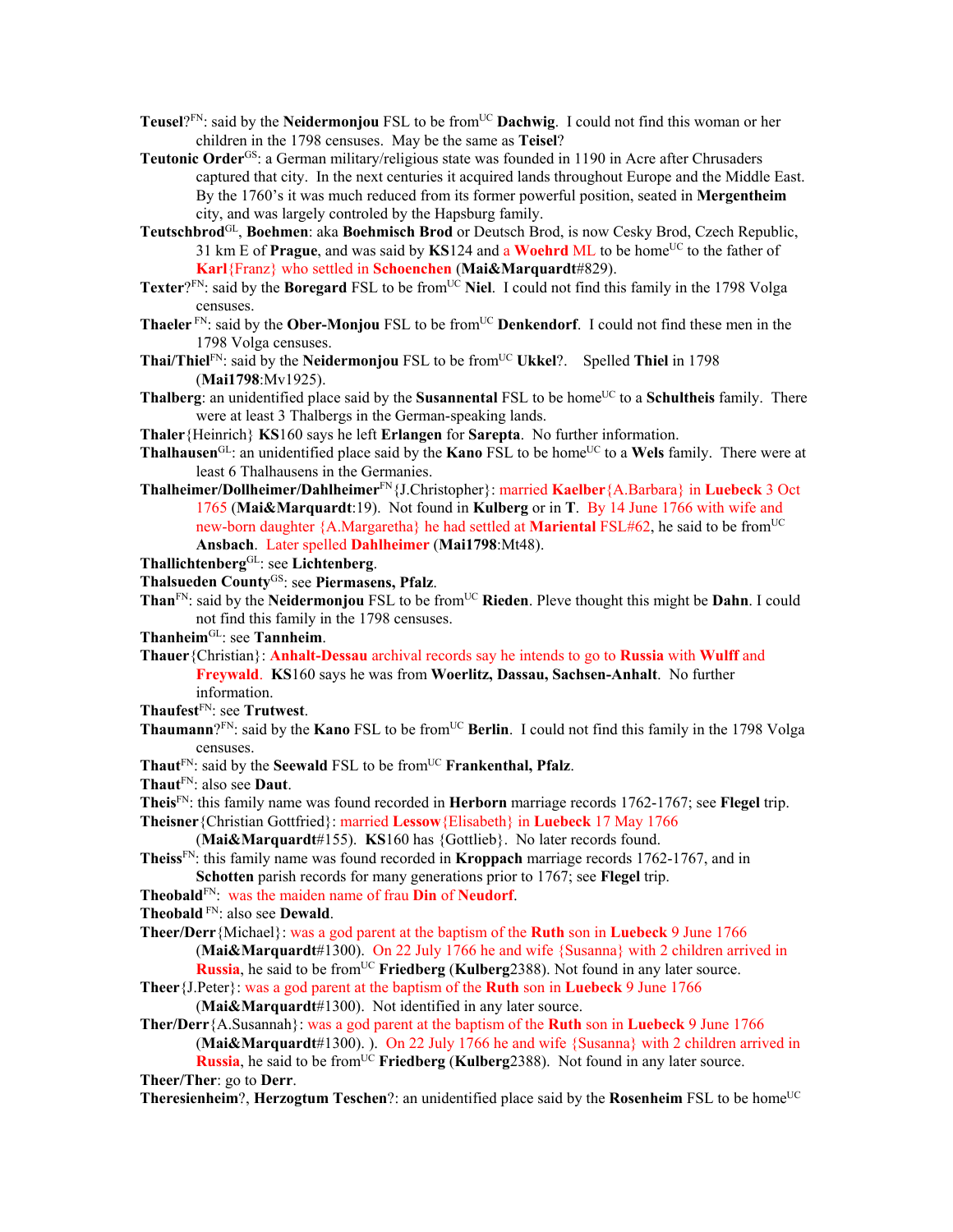**Teusel**?[FN]: said by the **Neidermonjou** FSL to be from[UC] **Dachwig**. I could not find this woman or her children in the 1798 censuses. May be the same as **Teisel**?

**Teutonic Order**[GS]: a German military/religious state was founded in 1190 in Acre after Chrusaders captured that city. In the next centuries it acquired lands throughout Europe and the Middle East. By the 1760's it was much reduced from its former powerful position, seated in **Mergentheim** city, and was largely controled by the Hapsburg family.

**Teutschbrod**[GL], **Boehmen**: aka **Boehmisch Brod** or Deutsch Brod, is now Cesky Brod, Czech Republic, 31 km E of **Prague**, and was said by **KS**124 and a **Woehrd** ML to be home[UC] to the father of **Karl**{Franz} who settled in **Schoenchen** (**Mai&Marquardt**#829).

**Texter**?[FN]: said by the **Boregard** FSL to be from[UC] **Niel**. I could not find this family in the 1798 Volga censuses.

**Thaeler** [FN]: said by the **Ober-Monjou** FSL to be from[UC] **Denkendorf**. I could not find these men in the 1798 Volga censuses.

**Thai/Thiel**[FN]: said by the **Neidermonjou** FSL to be from[UC] **Ukkel**?. Spelled **Thiel** in 1798 (**Mai1798**:Mv1925).

**Thalberg**: an unidentified place said by the **Susannental** FSL to be home[UC] to a **Schultheis** family. There were at least 3 Thalbergs in the German-speaking lands.

**Thaler**{Heinrich} **KS**160 says he left **Erlangen** for **Sarepta**. No further information.

**Thalhausen**[GL]: an unidentified place said by the **Kano** FSL to be home[UC] to a **Wels** family. There were at least 6 Thalhausens in the Germanies.

**Thalheimer/Dollheimer/Dahlheimer**[FN]{J.Christopher}: married **Kaelber**{A.Barbara} in **Luebeck** 3 Oct 1765 (**Mai&Marquardt**:19). Not found in **Kulberg** or in **T**. By 14 June 1766 with wife and new-born daughter {A.Margaretha} he had settled at **Mariental** FSL#62, he said to be from[UC] **Ansbach**. Later spelled **Dahlheimer** (**Mai1798**:Mt48).

**Thallichtenberg**[GL]: see **Lichtenberg**.

**Thalsueden County**[GS]: see **Piermasens, Pfalz**.

**Than**[FN]: said by the **Neidermonjou** FSL to be from[UC] **Rieden**. Pleve thought this might be **Dahn**. I could not find this family in the 1798 censuses.

**Thanheim**[GL]: see **Tannheim**.

**Thauer**{Christian}: **Anhalt-Dessau** archival records say he intends to go to **Russia** with **Wulff** and **Freywald**. **KS**160 says he was from **Woerlitz, Dassau, Sachsen-Anhalt**. No further information.

**Thaufest**[FN]: see **Trutwest**.

**Thaumann**?[FN]: said by the **Kano** FSL to be from[UC] **Berlin**. I could not find this family in the 1798 Volga censuses.

**Thaut**[FN]: said by the **Seewald** FSL to be from[UC] **Frankenthal, Pfalz**.

**Thaut**[FN]: also see **Daut**.

**Theis**[FN]: this family name was found recorded in **Herborn** marriage records 1762-1767; see **Flegel** trip.

**Theisner**{Christian Gottfried}: married **Lessow**{Elisabeth} in **Luebeck** 17 May 1766 (**Mai&Marquardt**#155). **KS**160 has {Gottlieb}. No later records found.

**Theiss**[FN]: this family name was found recorded in **Kroppach** marriage records 1762-1767, and in **Schotten** parish records for many generations prior to 1767; see **Flegel** trip.

**Theobald**[FN]: was the maiden name of frau **Din** of **Neudorf**.

**Theobald** [FN]: also see **Dewald**.

**Theer/Derr**{Michael}: was a god parent at the baptism of the **Ruth** son in **Luebeck** 9 June 1766 (**Mai&Marquardt**#1300). On 22 July 1766 he and wife {Susanna} with 2 children arrived in **Russia**, he said to be from[UC] **Friedberg** (**Kulberg**2388). Not found in any later source.

**Theer**{J.Peter}: was a god parent at the baptism of the **Ruth** son in **Luebeck** 9 June 1766 (**Mai&Marquardt**#1300). Not identified in any later source.

**Ther/Derr**{A.Susannah}: was a god parent at the baptism of the **Ruth** son in **Luebeck** 9 June 1766 (**Mai&Marquardt**#1300). ). On 22 July 1766 he and wife {Susanna} with 2 children arrived in **Russia**, he said to be from[UC] **Friedberg** (**Kulberg**2388). Not found in any later source.

**Theer/Ther**: go to **Derr**.

**Theresienheim**?, **Herzogtum Teschen**?: an unidentified place said by the **Rosenheim** FSL to be home[UC]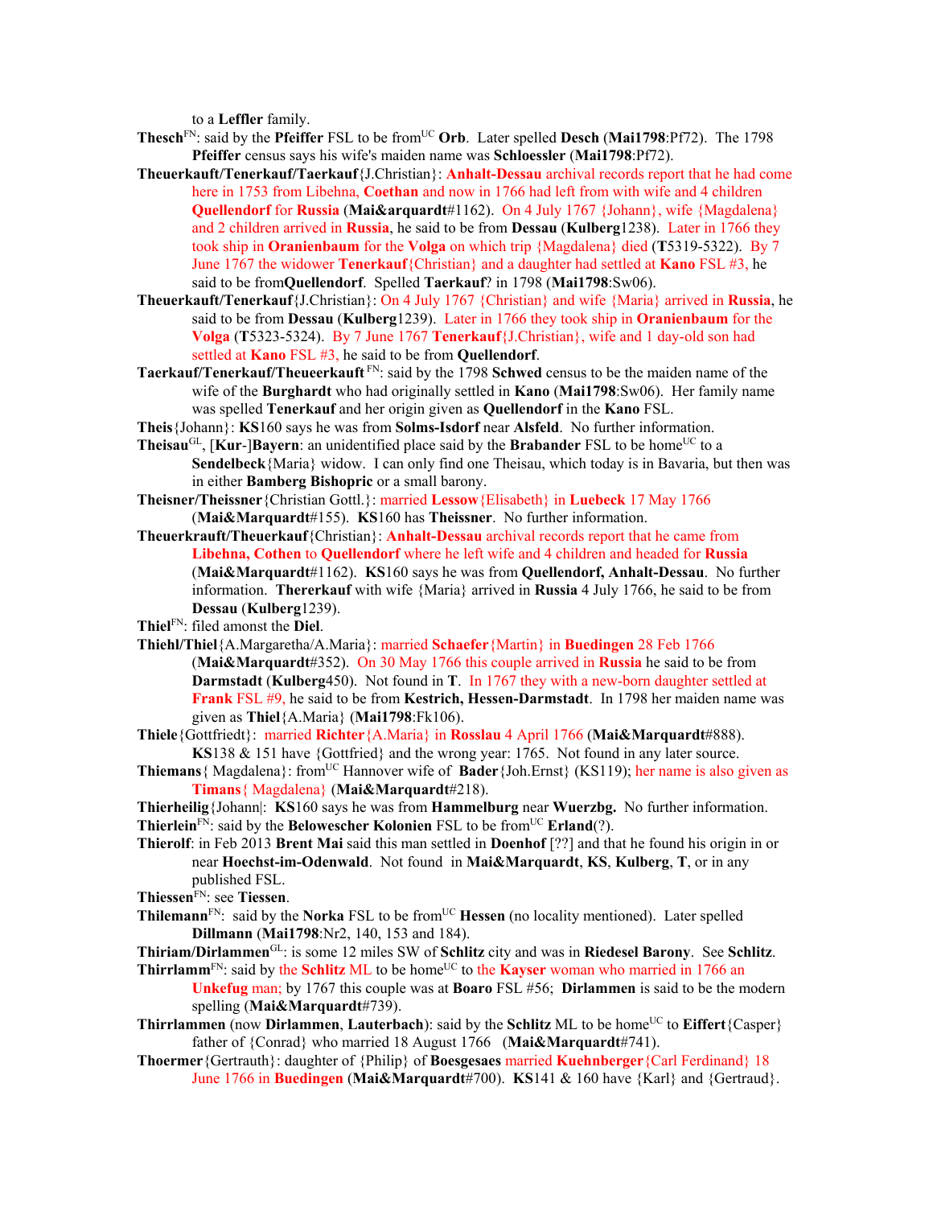to a **Leffler** family.

**Thesch**[FN]: said by the **Pfeiffer** FSL to be from[UC] **Orb**. Later spelled **Desch** (**Mai1798**:Pf72). The 1798 **Pfeiffer** census says his wife's maiden name was **Schloessler** (**Mai1798**:Pf72).

**Theuerkauft/Tenerkauf/Taerkauf**{J.Christian}: **Anhalt-Dessau** archival records report that he had come here in 1753 from Libehna, **Coethan** and now in 1766 had left from with wife and 4 children **Quellendorf** for **Russia** (**Mai&arquardt**#1162). On 4 July 1767 {Johann}, wife {Magdalena} and 2 children arrived in **Russia**, he said to be from **Dessau** (**Kulberg**1238). Later in 1766 they took ship in **Oranienbaum** for the **Volga** on which trip {Magdalena} died (**T**5319-5322). By 7 June 1767 the widower **Tenerkauf**{Christian} and a daughter had settled at **Kano** FSL #3, he said to be from**Quellendorf**. Spelled **Taerkauf**? in 1798 (**Mai1798**:Sw06).

**Theuerkauft/Tenerkauf**{J.Christian}: On 4 July 1767 {Christian} and wife {Maria} arrived in **Russia**, he said to be from **Dessau** (**Kulberg**1239). Later in 1766 they took ship in **Oranienbaum** for the **Volga** (**T**5323-5324). By 7 June 1767 **Tenerkauf**{J.Christian}, wife and 1 day-old son had settled at **Kano** FSL #3, he said to be from **Quellendorf**.

**Taerkauf/Tenerkauf/Theueerkauft** [FN]: said by the 1798 **Schwed** census to be the maiden name of the wife of the **Burghardt** who had originally settled in **Kano** (**Mai1798**:Sw06). Her family name was spelled **Tenerkauf** and her origin given as **Quellendorf** in the **Kano** FSL.

**Theis**{Johann}: **KS**160 says he was from **Solms-Isdorf** near **Alsfeld**. No further information.

**Theisau**[GL], [**Kur**-]**Bayern**: an unidentified place said by the **Brabander** FSL to be home[UC] to a **Sendelbeck**{Maria} widow. I can only find one Theisau, which today is in Bavaria, but then was in either **Bamberg Bishopric** or a small barony.

**Theisner/Theissner**{Christian Gottl.}: married **Lessow**{Elisabeth} in **Luebeck** 17 May 1766 (**Mai&Marquardt**#155). **KS**160 has **Theissner**. No further information.

**Theuerkrauft/Theuerkauf**{Christian}: **Anhalt-Dessau** archival records report that he came from **Libehna, Cothen** to **Quellendorf** where he left wife and 4 children and headed for **Russia** (**Mai&Marquardt**#1162). **KS**160 says he was from **Quellendorf, Anhalt-Dessau**. No further information. **Thererkauf** with wife {Maria} arrived in **Russia** 4 July 1766, he said to be from **Dessau** (**Kulberg**1239).

**Thiel**[FN]: filed amonst the **Diel**.

**Thiehl/Thiel**{A.Margaretha/A.Maria}: married **Schaefer**{Martin} in **Buedingen** 28 Feb 1766 (**Mai&Marquardt**#352). On 30 May 1766 this couple arrived in **Russia** he said to be from **Darmstadt** (**Kulberg**450). Not found in **T**. In 1767 they with a new-born daughter settled at **Frank** FSL #9, he said to be from **Kestrich, Hessen-Darmstadt**. In 1798 her maiden name was given as **Thiel**{A.Maria} (**Mai1798**:Fk106).

**Thiele**{Gottfriedt}: married **Richter**{A.Maria} in **Rosslau** 4 April 1766 (**Mai&Marquardt**#888). **KS**138 & 151 have {Gottfried} and the wrong year: 1765. Not found in any later source.

**Thiemans**{ Magdalena}: from[UC] Hannover wife of **Bader**{Joh.Ernst} (KS119); her name is also given as **Timans**{ Magdalena} (**Mai&Marquardt**#218).

**Thierheilig**{Johann|: **KS**160 says he was from **Hammelburg** near **Wuerzbg.** No further information.

**Thierlein**[FN]: said by the **Belowescher Kolonien** FSL to be from[UC] **Erland**(?).

**Thierolf**: in Feb 2013 **Brent Mai** said this man settled in **Doenhof** [??] and that he found his origin in or near **Hoechst-im-Odenwald**. Not found in **Mai&Marquardt**, **KS**, **Kulberg**, **T**, or in any published FSL.

**Thiessen**[FN]: see **Tiessen**.

**Thilemann**[FN]: said by the **Norka** FSL to be from[UC] **Hessen** (no locality mentioned). Later spelled **Dillmann** (**Mai1798**:Nr2, 140, 153 and 184).

**Thiriam/Dirlammen**[GL]: is some 12 miles SW of **Schlitz** city and was in **Riedesel Barony**. See **Schlitz**.

**Thirrlamm**[FN]: said by the **Schlitz** ML to be home[UC] to the **Kayser** woman who married in 1766 an **Unkefug** man; by 1767 this couple was at **Boaro** FSL #56; **Dirlammen** is said to be the modern spelling (**Mai&Marquardt**#739).

**Thirrlammen** (now **Dirlammen**, **Lauterbach**): said by the **Schlitz** ML to be home[UC] to **Eiffert**{Casper} father of {Conrad} who married 18 August 1766 (**Mai&Marquardt**#741).

**Thoermer**{Gertrauth}: daughter of {Philip} of **Boesgesaes** married **Kuehnberger**{Carl Ferdinand} 18 June 1766 in **Buedingen** (**Mai&Marquardt**#700). **KS**141 & 160 have {Karl} and {Gertraud}.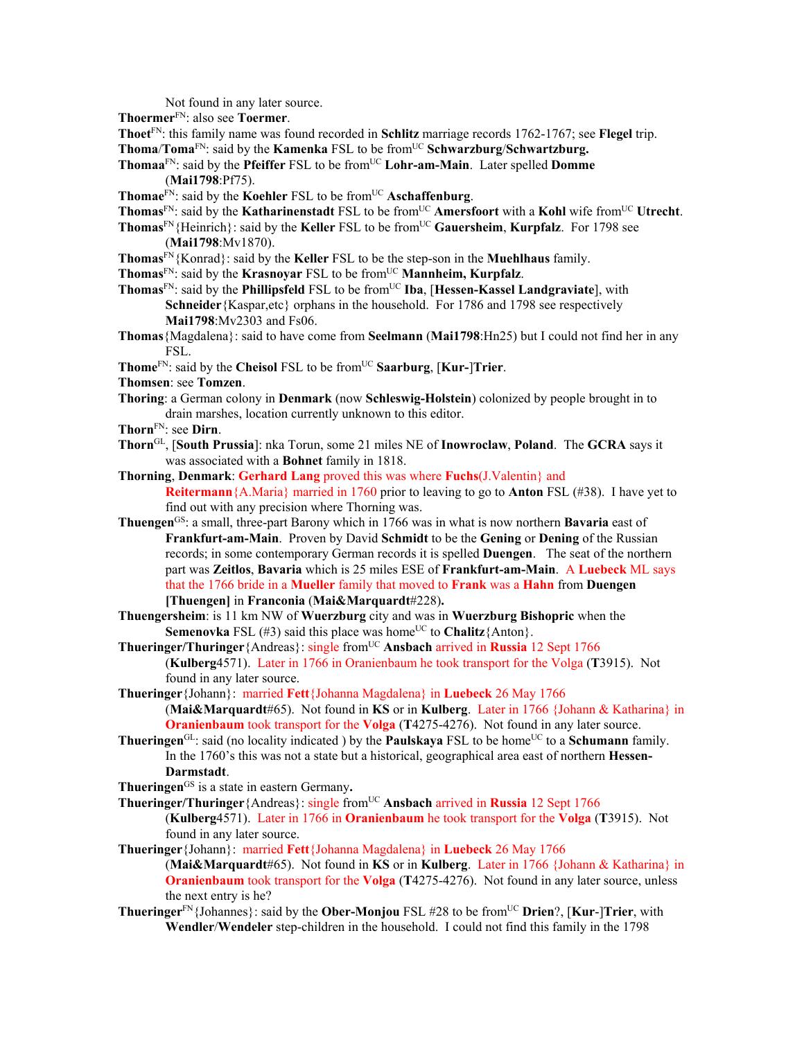Not found in any later source.

**Thoermer**[FN]: also see **Toermer**.

**Thoet**[FN]: this family name was found recorded in **Schlitz** marriage records 1762-1767; see **Flegel** trip.

**Thoma**/**Toma**[FN]: said by the **Kamenka** FSL to be from[UC] **Schwarzburg**/**Schwartzburg.**

**Thomaa**[FN]: said by the **Pfeiffer** FSL to be from[UC] **Lohr-am-Main**. Later spelled **Domme** (**Mai1798**:Pf75).

**Thomae**[FN]: said by the **Koehler** FSL to be from[UC] **Aschaffenburg**.

**Thomas**[FN]: said by the **Katharinenstadt** FSL to be from[UC] **Amersfoort** with a **Kohl** wife from[UC] **Utrecht**.

**Thomas**[FN]{Heinrich}: said by the **Keller** FSL to be from[UC] **Gauersheim**, **Kurpfalz**. For 1798 see (**Mai1798**:Mv1870).

**Thomas**[FN]{Konrad}: said by the **Keller** FSL to be the step-son in the **Muehlhaus** family.

**Thomas**[FN]: said by the **Krasnoyar** FSL to be from[UC] **Mannheim, Kurpfalz**.

**Thomas**[FN]: said by the **Phillipsfeld** FSL to be from[UC] **Iba**, [**Hessen-Kassel Landgraviate**], with **Schneider**{Kaspar,etc} orphans in the household. For 1786 and 1798 see respectively **Mai1798**:Mv2303 and Fs06.

**Thomas**{Magdalena}: said to have come from **Seelmann** (**Mai1798**:Hn25) but I could not find her in any FSL.

**Thome**[FN]: said by the **Cheisol** FSL to be from[UC] **Saarburg**, [**Kur-**]**Trier**.

**Thomsen**: see **Tomzen**.

**Thoring**: a German colony in **Denmark** (now **Schleswig-Holstein**) colonized by people brought in to drain marshes, location currently unknown to this editor.

**Thorn**[FN]: see **Dirn**.

**Thorn**[GL], [**South Prussia**]: nka Torun, some 21 miles NE of **Inowroclaw**, **Poland**. The **GCRA** says it was associated with a **Bohnet** family in 1818.

**Thorning**, **Denmark**: **Gerhard Lang** proved this was where **Fuchs**(J.Valentin} and **Reitermann**{A.Maria} married in 1760 prior to leaving to go to **Anton** FSL (#38). I have yet to find out with any precision where Thorning was.

**Thuengen**[GS]: a small, three-part Barony which in 1766 was in what is now northern **Bavaria** east of **Frankfurt-am-Main**. Proven by David **Schmidt** to be the **Gening** or **Dening** of the Russian records; in some contemporary German records it is spelled **Duengen**. The seat of the northern part was **Zeitlos**, **Bavaria** which is 25 miles ESE of **Frankfurt-am-Main**. A **Luebeck** ML says that the 1766 bride in a **Mueller** family that moved to **Frank** was a **Hahn** from **Duengen [Thuengen]** in **Franconia** (**Mai&Marquardt**#228)**.**

**Thuengersheim**: is 11 km NW of **Wuerzburg** city and was in **Wuerzburg Bishopric** when the **Semenovka** FSL (#3) said this place was home[UC] to **Chalitz**{Anton}.

**Thueringer/Thuringer**{Andreas}: single from[UC] **Ansbach** arrived in **Russia** 12 Sept 1766 (**Kulberg**4571). Later in 1766 in Oranienbaum he took transport for the Volga (**T**3915). Not found in any later source.

**Thueringer**{Johann}: married **Fett**{Johanna Magdalena} in **Luebeck** 26 May 1766 (**Mai&Marquardt**#65). Not found in **KS** or in **Kulberg**. Later in 1766 {Johann & Katharina} in **Oranienbaum** took transport for the **Volga** (**T**4275-4276). Not found in any later source.

**Thueringen**[GL]: said (no locality indicated ) by the **Paulskaya** FSL to be home[UC] to a **Schumann** family. In the 1760's this was not a state but a historical, geographical area east of northern **Hessen-Darmstadt**.

**Thueringen**[GS] is a state in eastern Germany**.**

**Thueringer/Thuringer**{Andreas}: single from[UC] **Ansbach** arrived in **Russia** 12 Sept 1766 (**Kulberg**4571). Later in 1766 in **Oranienbaum** he took transport for the **Volga** (**T**3915). Not found in any later source.

**Thueringer**{Johann}: married **Fett**{Johanna Magdalena} in **Luebeck** 26 May 1766 (**Mai&Marquardt**#65). Not found in **KS** or in **Kulberg**. Later in 1766 {Johann & Katharina} in **Oranienbaum** took transport for the **Volga** (**T**4275-4276). Not found in any later source, unless the next entry is he?

**Thueringer**[FN]{Johannes}: said by the **Ober-Monjou** FSL #28 to be from[UC] **Drien**?, [**Kur-**]**Trier**, with **Wendler**/**Wendeler** step-children in the household. I could not find this family in the 1798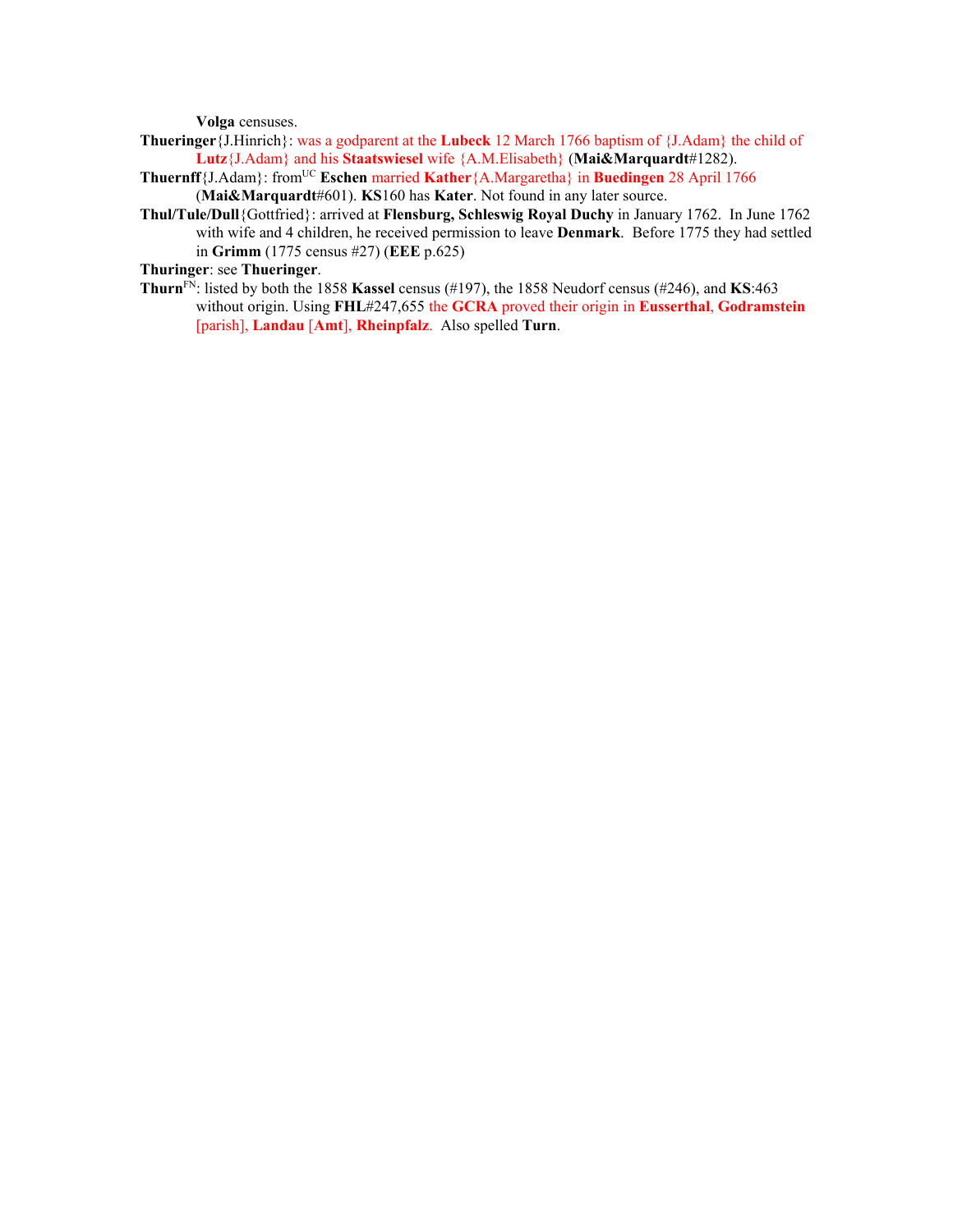Volga censuses.

**Thueringer**{J.Hinrich}: was a godparent at the **Lubeck** 12 March 1766 baptism of {J.Adam} the child of **Lutz**{J.Adam} and his **Staatswiesel** wife {A.M.Elisabeth} (**Mai&Marquardt**#1282).

**Thuernff**{J.Adam}: from[UC] **Eschen** married **Kather**{A.Margaretha} in **Buedingen** 28 April 1766 (**Mai&Marquardt**#601). **KS**160 has **Kater**. Not found in any later source.

**Thul/Tule/Dull**{Gottfried}: arrived at **Flensburg, Schleswig Royal Duchy** in January 1762. In June 1762 with wife and 4 children, he received permission to leave **Denmark**. Before 1775 they had settled in **Grimm** (1775 census #27) (**EEE** p.625)

**Thuringer**: see **Thueringer**.

**Thurn**[FN]: listed by both the 1858 **Kassel** census (#197), the 1858 Neudorf census (#246), and **KS**:463 without origin. Using **FHL**#247,655 the **GCRA** proved their origin in **Eusserthal**, **Godramstein** [parish], **Landau** [**Amt**], **Rheinpfalz**. Also spelled **Turn**.